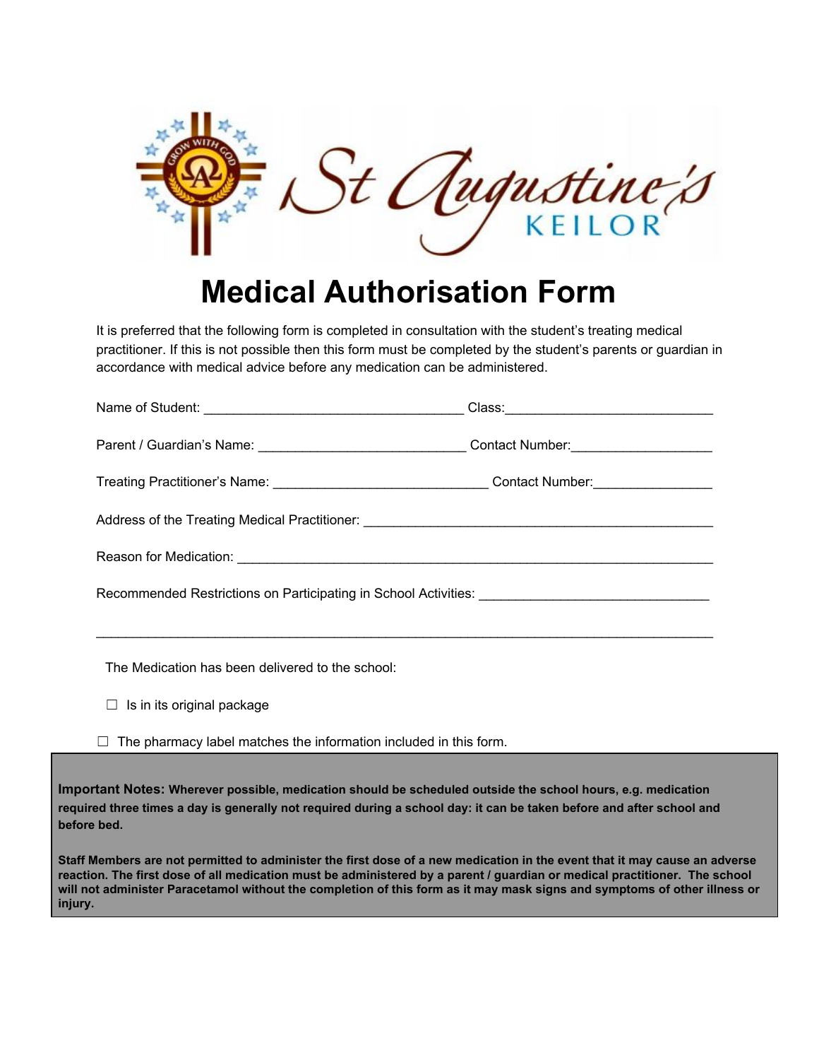St Augustine's KEILOR

# Medical Authorisation Form

It is preferred that the following form is completed in consultation with the student's treating medical practitioner. If this is not possible then this form must be completed by the student's parents or guardian in accordance with medical advice before any medication can be administered.

Name of Student: ___________________________________ Class:____________________________

Parent / Guardian's Name: ____________________________ Contact Number:___________________

Treating Practitioner's Name: _____________________________ Contact Number:________________

Address of the Treating Medical Practitioner: ________________________________________________

Reason for Medication: _________________________________________________________________

Recommended Restrictions on Participating in School Activities: ______________________________

_____________________________________________________________________________________

The Medication has been delivered to the school:

☐ Is in its original package

☐ The pharmacy label matches the information included in this form.

**Important Notes: Wherever possible, medication should be scheduled outside the school hours, e.g. medication required three times a day is generally not required during a school day: it can be taken before and after school and before bed.**

**Staff Members are not permitted to administer the first dose of a new medication in the event that it may cause an adverse reaction. The first dose of all medication must be administered by a parent / guardian or medical practitioner. The school will not administer Paracetamol without the completion of this form as it may mask signs and symptoms of other illness or injury.**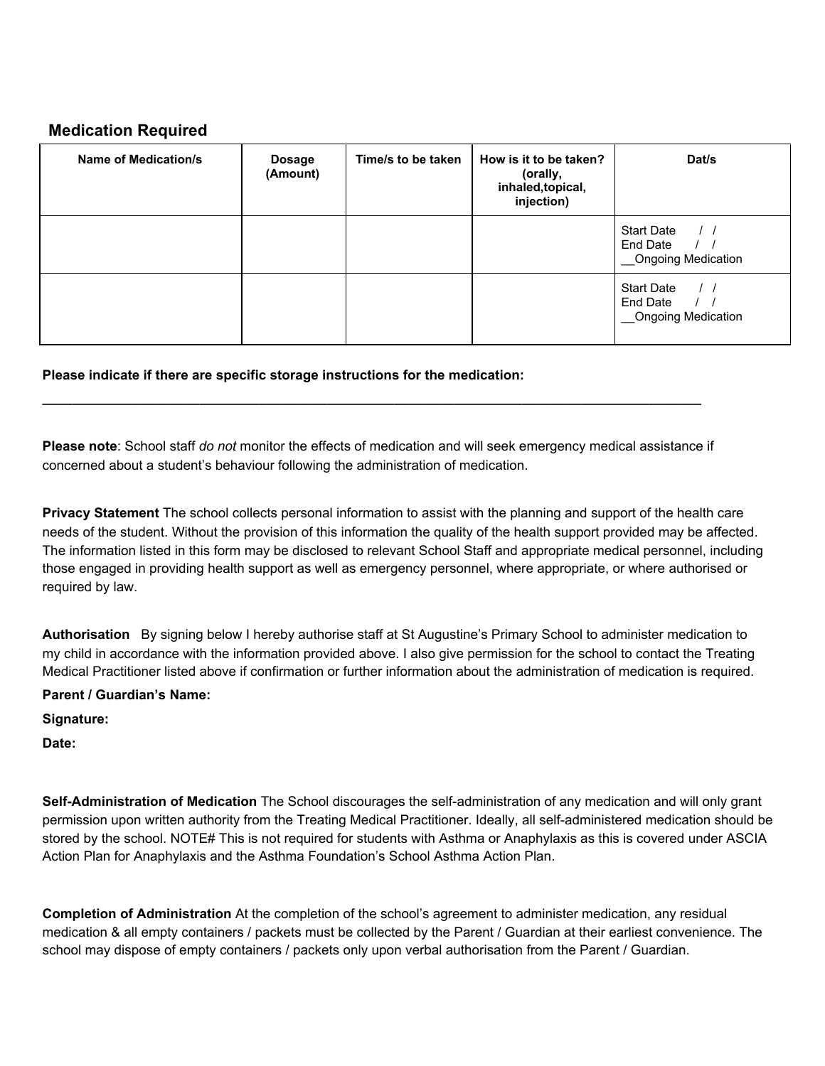## Medication Required

| Name of Medication/s | Dosage (Amount) | Time/s to be taken | How is it to be taken? (orally, inhaled,topical, injection) | Dat/s |
|---|---|---|---|---|
| | | | | Start Date / /<br>End Date / /<br>__Ongoing Medication |
| | | | | Start Date / /<br>End Date / /<br>__Ongoing Medication |

**Please indicate if there are specific storage instructions for the medication:**

______________________________________________________________________________________

**Please note**: School staff *do not* monitor the effects of medication and will seek emergency medical assistance if concerned about a student's behaviour following the administration of medication.

**Privacy Statement** The school collects personal information to assist with the planning and support of the health care needs of the student. Without the provision of this information the quality of the health support provided may be affected. The information listed in this form may be disclosed to relevant School Staff and appropriate medical personnel, including those engaged in providing health support as well as emergency personnel, where appropriate, or where authorised or required by law.

**Authorisation** By signing below I hereby authorise staff at St Augustine's Primary School to administer medication to my child in accordance with the information provided above. I also give permission for the school to contact the Treating Medical Practitioner listed above if confirmation or further information about the administration of medication is required.

**Parent / Guardian's Name:**

**Signature:**

**Date:**

**Self-Administration of Medication** The School discourages the self-administration of any medication and will only grant permission upon written authority from the Treating Medical Practitioner. Ideally, all self-administered medication should be stored by the school. NOTE# This is not required for students with Asthma or Anaphylaxis as this is covered under ASCIA Action Plan for Anaphylaxis and the Asthma Foundation's School Asthma Action Plan.

**Completion of Administration** At the completion of the school's agreement to administer medication, any residual medication & all empty containers / packets must be collected by the Parent / Guardian at their earliest convenience. The school may dispose of empty containers / packets only upon verbal authorisation from the Parent / Guardian.